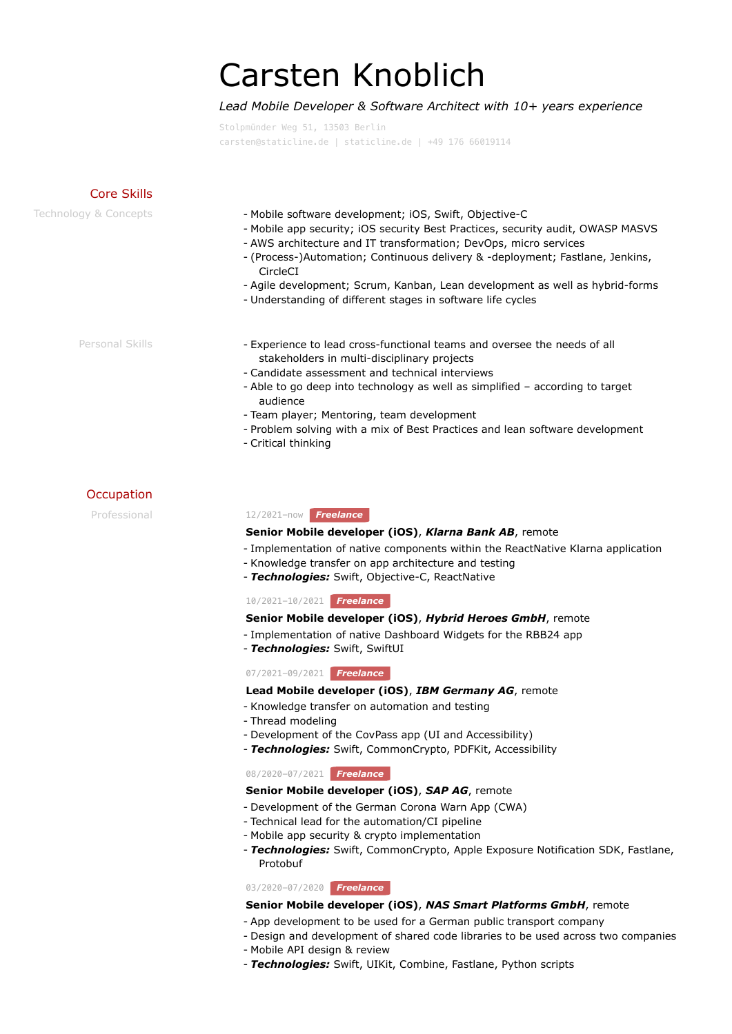# Carsten Knoblich

*Lead Mobile Developer & Software Architect with 10+ years experience*

Stolpmünder Weg 51, 13503 Berlin
carsten@staticline.de | staticline.de | +49 176 66019114

## Core Skills

### Technology & Concepts

- Mobile software development; iOS, Swift, Objective-C
- Mobile app security; iOS security Best Practices, security audit, OWASP MASVS
- AWS architecture and IT transformation; DevOps, micro services
- (Process-)Automation; Continuous delivery & -deployment; Fastlane, Jenkins, CircleCI
- Agile development; Scrum, Kanban, Lean development as well as hybrid-forms
- Understanding of different stages in software life cycles

### Personal Skills

- Experience to lead cross-functional teams and oversee the needs of all stakeholders in multi-disciplinary projects
- Candidate assessment and technical interviews
- Able to go deep into technology as well as simplified – according to target audience
- Team player; Mentoring, team development
- Problem solving with a mix of Best Practices and lean software development
- Critical thinking

## Occupation

### Professional

12/2021–now **Freelance**

**Senior Mobile developer (iOS)**, ***Klarna Bank AB***, remote

- Implementation of native components within the ReactNative Klarna application
- Knowledge transfer on app architecture and testing
- ***Technologies:*** Swift, Objective-C, ReactNative

10/2021–10/2021 **Freelance**

**Senior Mobile developer (iOS)**, ***Hybrid Heroes GmbH***, remote

- Implementation of native Dashboard Widgets for the RBB24 app
- ***Technologies:*** Swift, SwiftUI

07/2021–09/2021 **Freelance**

**Lead Mobile developer (iOS)**, ***IBM Germany AG***, remote

- Knowledge transfer on automation and testing
- Thread modeling
- Development of the CovPass app (UI and Accessibility)
- ***Technologies:*** Swift, CommonCrypto, PDFKit, Accessibility

08/2020–07/2021 **Freelance**

**Senior Mobile developer (iOS)**, ***SAP AG***, remote

- Development of the German Corona Warn App (CWA)
- Technical lead for the automation/CI pipeline
- Mobile app security & crypto implementation
- ***Technologies:*** Swift, CommonCrypto, Apple Exposure Notification SDK, Fastlane, Protobuf

03/2020–07/2020 **Freelance**

**Senior Mobile developer (iOS)**, ***NAS Smart Platforms GmbH***, remote

- App development to be used for a German public transport company
- Design and development of shared code libraries to be used across two companies
- Mobile API design & review
- ***Technologies:*** Swift, UIKit, Combine, Fastlane, Python scripts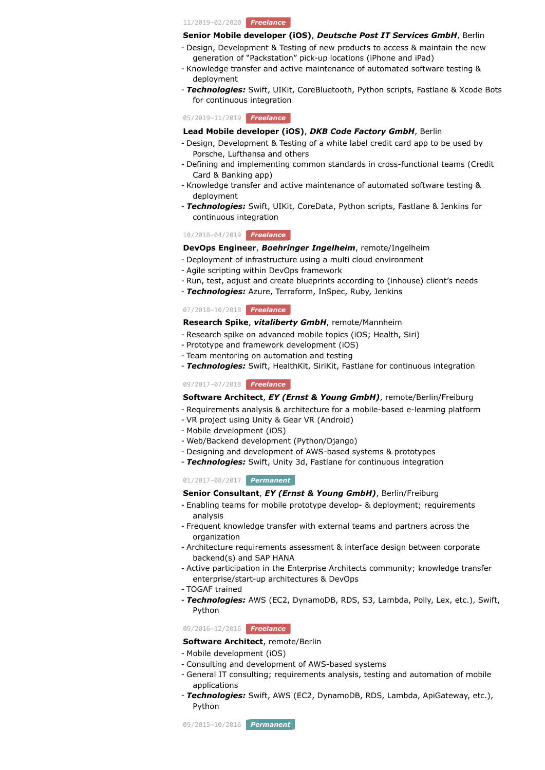11/2019–02/2020 **Freelance**

**Senior Mobile developer (iOS)**, ***Deutsche Post IT Services GmbH***, Berlin

- Design, Development & Testing of new products to access & maintain the new generation of "Packstation" pick-up locations (iPhone and iPad)
- Knowledge transfer and active maintenance of automated software testing & deployment
- ***Technologies:*** Swift, UIKit, CoreBluetooth, Python scripts, Fastlane & Xcode Bots for continuous integration

05/2019–11/2019 **Freelance**

**Lead Mobile developer (iOS)**, ***DKB Code Factory GmbH***, Berlin

- Design, Development & Testing of a white label credit card app to be used by Porsche, Lufthansa and others
- Defining and implementing common standards in cross-functional teams (Credit Card & Banking app)
- Knowledge transfer and active maintenance of automated software testing & deployment
- ***Technologies:*** Swift, UIKit, CoreData, Python scripts, Fastlane & Jenkins for continuous integration

10/2018–04/2019 **Freelance**

**DevOps Engineer**, ***Boehringer Ingelheim***, remote/Ingelheim

- Deployment of infrastructure using a multi cloud environment
- Agile scripting within DevOps framework
- Run, test, adjust and create blueprints according to (inhouse) client's needs
- ***Technologies:*** Azure, Terraform, InSpec, Ruby, Jenkins

07/2018–10/2018 **Freelance**

**Research Spike**, ***vitaliberty GmbH***, remote/Mannheim

- Research spike on advanced mobile topics (iOS; Health, Siri)
- Prototype and framework development (iOS)
- Team mentoring on automation and testing
- ***Technologies:*** Swift, HealthKit, SiriKit, Fastlane for continuous integration

09/2017–07/2018 **Freelance**

**Software Architect**, ***EY (Ernst & Young GmbH)***, remote/Berlin/Freiburg

- Requirements analysis & architecture for a mobile-based e-learning platform
- VR project using Unity & Gear VR (Android)
- Mobile development (iOS)
- Web/Backend development (Python/Django)
- Designing and development of AWS-based systems & prototypes
- ***Technologies:*** Swift, Unity 3d, Fastlane for continuous integration

01/2017–08/2017 **Permanent**

**Senior Consultant**, ***EY (Ernst & Young GmbH)***, Berlin/Freiburg

- Enabling teams for mobile prototype develop- & deployment; requirements analysis
- Frequent knowledge transfer with external teams and partners across the organization
- Architecture requirements assessment & interface design between corporate backend(s) and SAP HANA
- Active participation in the Enterprise Architects community; knowledge transfer enterprise/start-up architectures & DevOps
- TOGAF trained
- ***Technologies:*** AWS (EC2, DynamoDB, RDS, S3, Lambda, Polly, Lex, etc.), Swift, Python

09/2016–12/2016 **Freelance**

**Software Architect**, remote/Berlin

- Mobile development (iOS)
- Consulting and development of AWS-based systems
- General IT consulting; requirements analysis, testing and automation of mobile applications
- ***Technologies:*** Swift, AWS (EC2, DynamoDB, RDS, Lambda, ApiGateway, etc.), Python

09/2015–10/2016 **Permanent**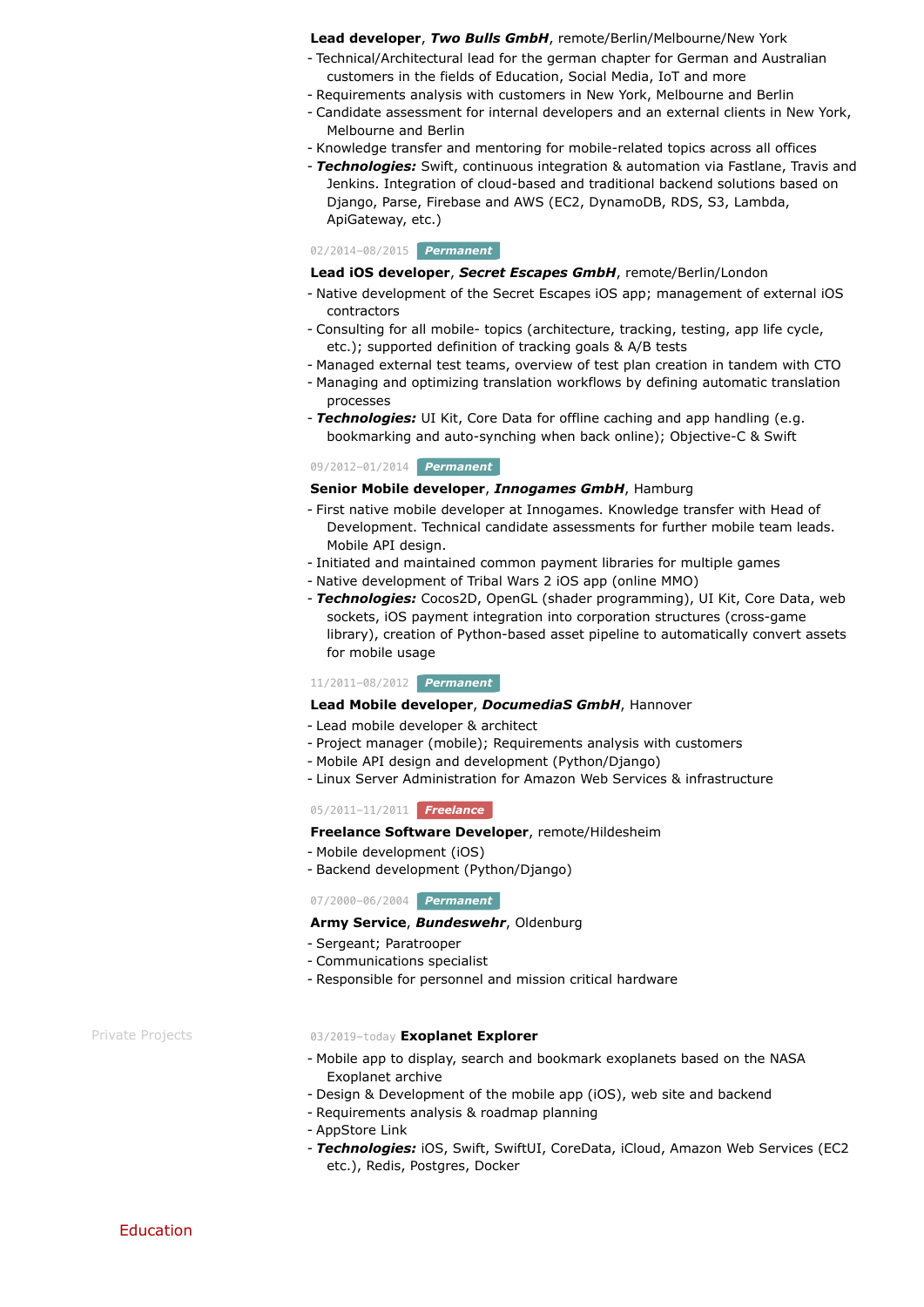**Lead developer**, ***Two Bulls GmbH***, remote/Berlin/Melbourne/New York

- Technical/Architectural lead for the german chapter for German and Australian customers in the fields of Education, Social Media, IoT and more
- Requirements analysis with customers in New York, Melbourne and Berlin
- Candidate assessment for internal developers and an external clients in New York, Melbourne and Berlin
- Knowledge transfer and mentoring for mobile-related topics across all offices
- ***Technologies:*** Swift, continuous integration & automation via Fastlane, Travis and Jenkins. Integration of cloud-based and traditional backend solutions based on Django, Parse, Firebase and AWS (EC2, DynamoDB, RDS, S3, Lambda, ApiGateway, etc.)

02/2014–08/2015 ***Permanent***

**Lead iOS developer**, ***Secret Escapes GmbH***, remote/Berlin/London

- Native development of the Secret Escapes iOS app; management of external iOS contractors
- Consulting for all mobile- topics (architecture, tracking, testing, app life cycle, etc.); supported definition of tracking goals & A/B tests
- Managed external test teams, overview of test plan creation in tandem with CTO
- Managing and optimizing translation workflows by defining automatic translation processes
- ***Technologies:*** UI Kit, Core Data for offline caching and app handling (e.g. bookmarking and auto-synching when back online); Objective-C & Swift

09/2012–01/2014 ***Permanent***

**Senior Mobile developer**, ***Innogames GmbH***, Hamburg

- First native mobile developer at Innogames. Knowledge transfer with Head of Development. Technical candidate assessments for further mobile team leads. Mobile API design.
- Initiated and maintained common payment libraries for multiple games
- Native development of Tribal Wars 2 iOS app (online MMO)
- ***Technologies:*** Cocos2D, OpenGL (shader programming), UI Kit, Core Data, web sockets, iOS payment integration into corporation structures (cross-game library), creation of Python-based asset pipeline to automatically convert assets for mobile usage

11/2011–08/2012 ***Permanent***

**Lead Mobile developer**, ***DocumediaS GmbH***, Hannover

- Lead mobile developer & architect
- Project manager (mobile); Requirements analysis with customers
- Mobile API design and development (Python/Django)
- Linux Server Administration for Amazon Web Services & infrastructure

05/2011–11/2011 ***Freelance***

**Freelance Software Developer**, remote/Hildesheim

- Mobile development (iOS)
- Backend development (Python/Django)

07/2000–06/2004 ***Permanent***

**Army Service**, ***Bundeswehr***, Oldenburg

- Sergeant; Paratrooper
- Communications specialist
- Responsible for personnel and mission critical hardware

Private Projects

03/2019–today **Exoplanet Explorer**

- Mobile app to display, search and bookmark exoplanets based on the NASA Exoplanet archive
- Design & Development of the mobile app (iOS), web site and backend
- Requirements analysis & roadmap planning
- AppStore Link
- ***Technologies:*** iOS, Swift, SwiftUI, CoreData, iCloud, Amazon Web Services (EC2 etc.), Redis, Postgres, Docker

## Education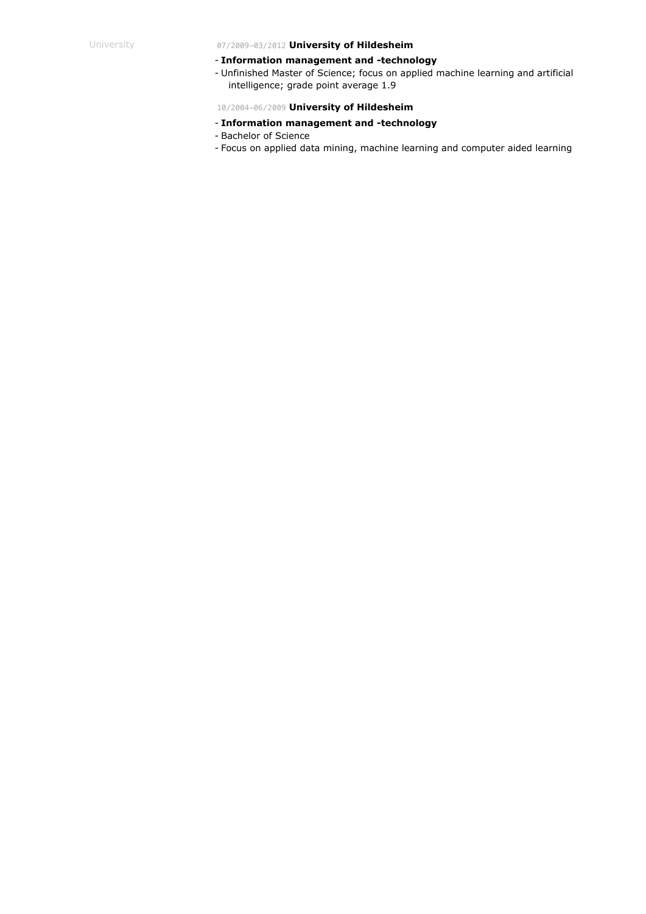University

07/2009–03/2012 **University of Hildesheim**

- **Information management and -technology**
- Unfinished Master of Science; focus on applied machine learning and artificial intelligence; grade point average 1.9

10/2004–06/2009 **University of Hildesheim**

- **Information management and -technology**
- Bachelor of Science
- Focus on applied data mining, machine learning and computer aided learning